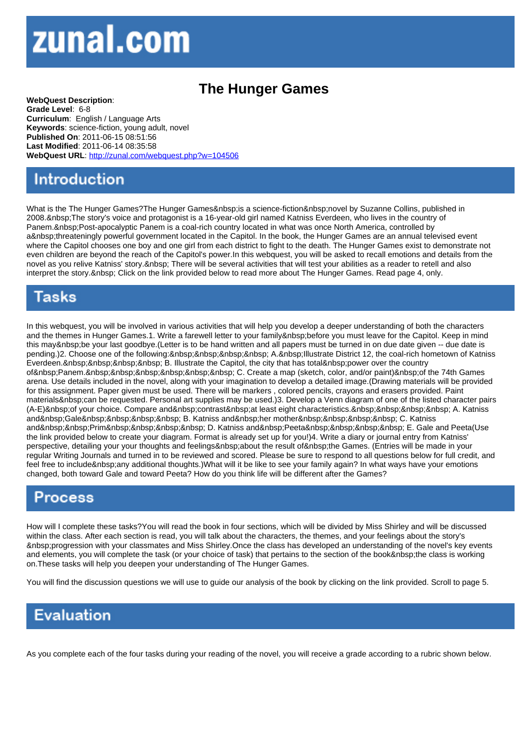# zunal.com

## The Hunger Games

**WebQuest Description**:
**Grade Level**: 6-8
**Curriculum**: English / Language Arts
**Keywords**: science-fiction, young adult, novel
**Published On**: 2011-06-15 08:51:56
**Last Modified**: 2011-06-14 08:35:58
**WebQuest URL**: http://zunal.com/webquest.php?w=104506

## Introduction

What is the The Hunger Games?The Hunger Games&nbsp;is a science-fiction&nbsp;novel by Suzanne Collins, published in 2008.&nbsp;The story's voice and protagonist is a 16-year-old girl named Katniss Everdeen, who lives in the country of Panem.&nbsp;Post-apocalyptic Panem is a coal-rich country located in what was once North America, controlled by a&nbsp;threateningly powerful government located in the Capitol. In the book, the Hunger Games are an annual televised event where the Capitol chooses one boy and one girl from each district to fight to the death. The Hunger Games exist to demonstrate not even children are beyond the reach of the Capitol's power.In this webquest, you will be asked to recall emotions and details from the novel as you relive Katniss' story.&nbsp; There will be several activities that will test your abilities as a reader to retell and also interpret the story.&nbsp; Click on the link provided below to read more about The Hunger Games. Read page 4, only.

## Tasks

In this webquest, you will be involved in various activities that will help you develop a deeper understanding of both the characters and the themes in Hunger Games.1. Write a farewell letter to your family&nbsp;before you must leave for the Capitol. Keep in mind this may&nbsp;be your last goodbye.(Letter is to be hand written and all papers must be turned in on due date given -- due date is pending.)2. Choose one of the following:&nbsp;&nbsp;&nbsp;&nbsp; A.&nbsp;Illustrate District 12, the coal-rich hometown of Katniss Everdeen.&nbsp;&nbsp;&nbsp;&nbsp; B. Illustrate the Capitol, the city that has total&nbsp;power over the country of&nbsp;Panem.&nbsp;&nbsp;&nbsp;&nbsp;&nbsp;&nbsp; C. Create a map (sketch, color, and/or paint)&nbsp;of the 74th Games arena. Use details included in the novel, along with your imagination to develop a detailed image.(Drawing materials will be provided for this assignment. Paper given must be used. There will be markers , colored pencils, crayons and erasers provided. Paint materials&nbsp;can be requested. Personal art supplies may be used.)3. Develop a Venn diagram of one of the listed character pairs (A-E)&nbsp;of your choice. Compare and&nbsp;contrast&nbsp;at least eight characteristics.&nbsp;&nbsp;&nbsp;&nbsp; A. Katniss and&nbsp;Gale&nbsp;&nbsp;&nbsp;&nbsp; B. Katniss and&nbsp;her mother&nbsp;&nbsp;&nbsp;&nbsp; C. Katniss and&nbsp;&nbsp;Prim&nbsp;&nbsp;&nbsp;&nbsp; D. Katniss and&nbsp;Peeta&nbsp;&nbsp;&nbsp;&nbsp; E. Gale and Peeta(Use the link provided below to create your diagram. Format is already set up for you!)4. Write a diary or journal entry from Katniss' perspective, detailing your your thoughts and feelings&nbsp;about the result of&nbsp;the Games. (Entries will be made in your regular Writing Journals and turned in to be reviewed and scored. Please be sure to respond to all questions below for full credit, and feel free to include&nbsp;any additional thoughts.)What will it be like to see your family again? In what ways have your emotions changed, both toward Gale and toward Peeta? How do you think life will be different after the Games?

## Process

How will I complete these tasks?You will read the book in four sections, which will be divided by Miss Shirley and will be discussed within the class. After each section is read, you will talk about the characters, the themes, and your feelings about the story's &nbsp;progression with your classmates and Miss Shirley.Once the class has developed an understanding of the novel's key events and elements, you will complete the task (or your choice of task) that pertains to the section of the book&nbsp;the class is working on.These tasks will help you deepen your understanding of The Hunger Games.

You will find the discussion questions we will use to guide our analysis of the book by clicking on the link provided. Scroll to page 5.

## Evaluation

As you complete each of the four tasks during your reading of the novel, you will receive a grade according to a rubric shown below.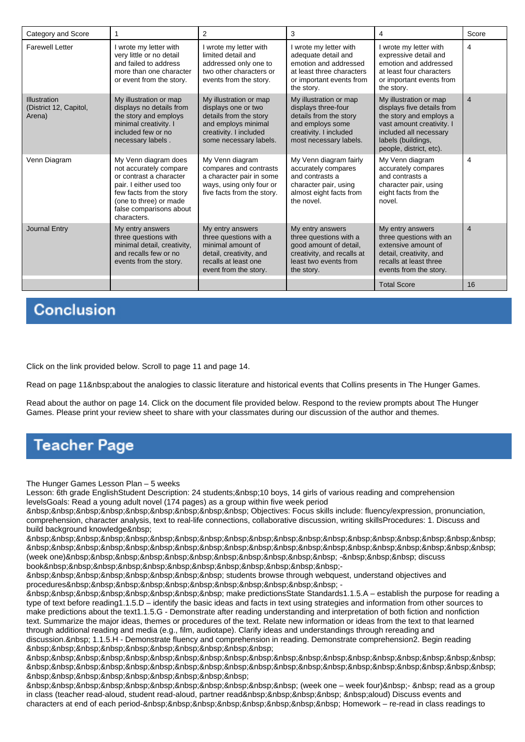| Category and Score | 1 | 2 | 3 | 4 | Score |
|---|---|---|---|---|---|
| Farewell Letter | I wrote my letter with very little or no detail and failed to address more than one character or event from the story. | I wrote my letter with limited detail and addressed only one to two other characters or events from the story. | I wrote my letter with adequate detail and emotion and addressed at least three characters or important events from the story. | I wrote my letter with expressive detail and emotion and addressed at least four characters or important events from the story. | 4 |
| Illustration (District 12, Capitol, Arena) | My illustration or map displays no details from the story and employs minimal creativity. I included few or no necessary labels . | My illustration or map displays one or two details from the story and employs minimal creativity. I included some necessary labels. | My illustration or map displays three-four details from the story and employs some creativity. I included most necessary labels. | My illustration or map displays five details from the story and employs a vast amount creativity. I included all necessary labels (buildings, people, district, etc). | 4 |
| Venn Diagram | My Venn diagram does not accurately compare or contrast a character pair. I either used too few facts from the story (one to three) or made false comparisons about characters. | My Venn diagram compares and contrasts a character pair in some ways, using only four or five facts from the story. | My Venn diagram fairly accurately compares and contrasts a character pair, using almost eight facts from the novel. | My Venn diagram accurately compares and contrasts a character pair, using eight facts from the novel. | 4 |
| Journal Entry | My entry answers three questions with minimal detail, creativity, and recalls few or no events from the story. | My entry answers three questions with a minimal amount of detail, creativity, and recalls at least one event from the story. | My entry answers three questions with a good amount of detail, creativity, and recalls at at least two events from the story. | My entry answers three questions with an extensive amount of detail, creativity, and recalls at least three events from the story. | 4 |
| | | | | Total Score | 16 |

## Conclusion

Click on the link provided below. Scroll to page 11 and page 14.

Read on page 11&nbsp;about the analogies to classic literature and historical events that Collins presents in The Hunger Games.

Read about the author on page 14. Click on the document file provided below. Respond to the review prompts about The Hunger Games. Please print your review sheet to share with your classmates during our discussion of the author and themes.

## Teacher Page

The Hunger Games Lesson Plan – 5 weeks
Lesson: 6th grade EnglishStudent Description: 24 students;&nbsp;10 boys, 14 girls of various reading and comprehension levelsGoals: Read a young adult novel (174 pages) as a group within five week period
&nbsp;&nbsp;&nbsp;&nbsp;&nbsp;&nbsp;&nbsp;&nbsp;&nbsp;&nbsp; Objectives: Focus skills include: fluency/expression, pronunciation, comprehension, character analysis, text to real-life connections, collaborative discussion, writing skillsProcedures: 1. Discuss and build background knowledge&nbsp;
&nbsp;&nbsp;&nbsp;&nbsp;&nbsp;&nbsp;&nbsp;&nbsp;&nbsp;&nbsp;&nbsp;&nbsp;&nbsp;&nbsp;&nbsp;&nbsp;&nbsp;&nbsp;&nbsp;&nbsp;&nbsp;&nbsp;&nbsp;&nbsp;&nbsp;&nbsp;&nbsp;&nbsp;&nbsp;&nbsp;&nbsp;&nbsp;&nbsp;&nbsp;&nbsp;&nbsp;&nbsp;&nbsp;&nbsp;&nbsp;&nbsp;&nbsp;&nbsp;&nbsp; (week one)&nbsp;&nbsp;&nbsp;&nbsp;&nbsp;&nbsp;&nbsp;&nbsp;&nbsp;&nbsp;&nbsp;&nbsp;&nbsp; -&nbsp;&nbsp;&nbsp; discuss book&nbsp;&nbsp;&nbsp;&nbsp;&nbsp;&nbsp;&nbsp;&nbsp;&nbsp;&nbsp;&nbsp;&nbsp;&nbsp;&nbsp;-
&nbsp;&nbsp;&nbsp;&nbsp;&nbsp;&nbsp;&nbsp;&nbsp;&nbsp; students browse through webquest, understand objectives and procedures&nbsp;&nbsp;&nbsp;&nbsp;&nbsp;&nbsp;&nbsp;&nbsp;&nbsp;&nbsp;&nbsp; -
&nbsp;&nbsp;&nbsp;&nbsp;&nbsp;&nbsp;&nbsp;&nbsp;&nbsp; make predictionsState Standards1.1.5.A – establish the purpose for reading a type of text before reading1.1.5.D – identify the basic ideas and facts in text using strategies and information from other sources to make predictions about the text1.1.5.G - Demonstrate after reading understanding and interpretation of both fiction and nonfiction text. Summarize the major ideas, themes or procedures of the text. Relate new information or ideas from the text to that learned through additional reading and media (e.g., film, audiotape). Clarify ideas and understandings through rereading and discussion.&nbsp; 1.1.5.H - Demonstrate fluency and comprehension in reading. Demonstrate comprehension2. Begin reading &nbsp;&nbsp;&nbsp;&nbsp;&nbsp;&nbsp;&nbsp;&nbsp;&nbsp;&nbsp;&nbsp;&nbsp;
&nbsp;&nbsp;&nbsp;&nbsp;&nbsp;&nbsp;&nbsp;&nbsp;&nbsp;&nbsp;&nbsp;&nbsp;&nbsp;&nbsp;&nbsp;&nbsp;&nbsp;&nbsp;&nbsp;&nbsp;&nbsp;&nbsp;&nbsp;&nbsp;&nbsp;&nbsp;&nbsp;&nbsp;&nbsp;&nbsp;&nbsp;&nbsp;&nbsp;&nbsp;&nbsp;&nbsp;&nbsp;&nbsp;&nbsp;&nbsp;&nbsp;&nbsp;&nbsp;&nbsp;&nbsp;&nbsp;&nbsp;&nbsp;&nbsp;&nbsp;&nbsp;&nbsp;&nbsp;&nbsp;
&nbsp;&nbsp;&nbsp;&nbsp;&nbsp;&nbsp;&nbsp;&nbsp;&nbsp;&nbsp;&nbsp; (week one – week four)&nbsp;- &nbsp; read as a group in class (teacher read-aloud, student read-aloud, partner read&nbsp;&nbsp;&nbsp;&nbsp; &nbsp;aloud) Discuss events and characters at end of each period-&nbsp;&nbsp;&nbsp;&nbsp;&nbsp;&nbsp;&nbsp; Homework – re-read in class readings to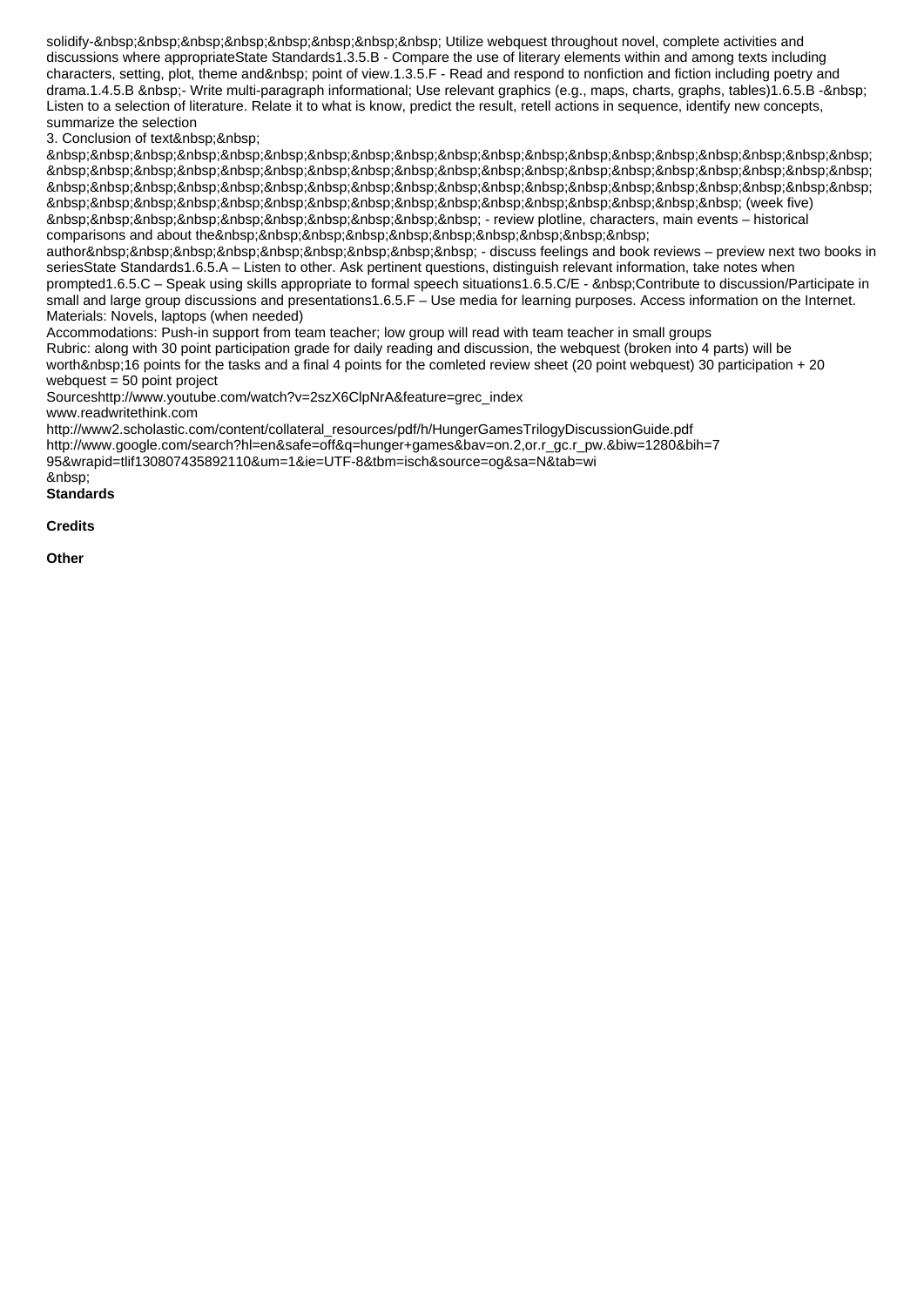solidify-&nbsp;&nbsp;&nbsp;&nbsp;&nbsp;&nbsp;&nbsp;&nbsp; Utilize webquest throughout novel, complete activities and discussions where appropriateState Standards1.3.5.B - Compare the use of literary elements within and among texts including characters, setting, plot, theme and&nbsp; point of view.1.3.5.F - Read and respond to nonfiction and fiction including poetry and drama.1.4.5.B &nbsp;- Write multi-paragraph informational; Use relevant graphics (e.g., maps, charts, graphs, tables)1.6.5.B -&nbsp; Listen to a selection of literature. Relate it to what is know, predict the result, retell actions in sequence, identify new concepts, summarize the selection

3. Conclusion of text&nbsp;&nbsp;
&nbsp;&nbsp;&nbsp;&nbsp;&nbsp;&nbsp;&nbsp;&nbsp;&nbsp;&nbsp;&nbsp;&nbsp;&nbsp;&nbsp;&nbsp;&nbsp;&nbsp;&nbsp;&nbsp;&nbsp;&nbsp;&nbsp;&nbsp;&nbsp;&nbsp;&nbsp;&nbsp;&nbsp;&nbsp;&nbsp;&nbsp;&nbsp;&nbsp;&nbsp;&nbsp;&nbsp;&nbsp;&nbsp;&nbsp;&nbsp;&nbsp;&nbsp;&nbsp;&nbsp;&nbsp;&nbsp;&nbsp;&nbsp;&nbsp;&nbsp;&nbsp;&nbsp;&nbsp;&nbsp;&nbsp;&nbsp;&nbsp;&nbsp;&nbsp;&nbsp;&nbsp;&nbsp;&nbsp;&nbsp;&nbsp;&nbsp;&nbsp;&nbsp;&nbsp;&nbsp;&nbsp;&nbsp;&nbsp;&nbsp;&nbsp;&nbsp;&nbsp;&nbsp;&nbsp;&nbsp;&nbsp;&nbsp;&nbsp;&nbsp; (week five)
&nbsp;&nbsp;&nbsp;&nbsp;&nbsp;&nbsp;&nbsp;&nbsp;&nbsp;&nbsp; - review plotline, characters, main events – historical comparisons and about the&nbsp;&nbsp;&nbsp;&nbsp;&nbsp;&nbsp;&nbsp;&nbsp;&nbsp;&nbsp;
author&nbsp;&nbsp;&nbsp;&nbsp;&nbsp;&nbsp;&nbsp;&nbsp;&nbsp; - discuss feelings and book reviews – preview next two books in seriesState Standards1.6.5.A – Listen to other. Ask pertinent questions, distinguish relevant information, take notes when prompted1.6.5.C – Speak using skills appropriate to formal speech situations1.6.5.C/E - &nbsp;Contribute to discussion/Participate in small and large group discussions and presentations1.6.5.F – Use media for learning purposes. Access information on the Internet.

Materials: Novels, laptops (when needed)

Accommodations: Push-in support from team teacher; low group will read with team teacher in small groups

Rubric: along with 30 point participation grade for daily reading and discussion, the webquest (broken into 4 parts) will be worth&nbsp;16 points for the tasks and a final 4 points for the comleted review sheet (20 point webquest) 30 participation + 20 webquest = 50 point project

Sourceshttp://www.youtube.com/watch?v=2szX6ClpNrA&feature=grec_index
www.readwritethink.com
http://www2.scholastic.com/content/collateral_resources/pdf/h/HungerGamesTrilogyDiscussionGuide.pdf
http://www.google.com/search?hl=en&safe=off&q=hunger+games&bav=on.2,or.r_gc.r_pw.&biw=1280&bih=795&wrapid=tlif130807435892110&um=1&ie=UTF-8&tbm=isch&source=og&sa=N&tab=wi
&nbsp;

**Standards**

**Credits**

**Other**